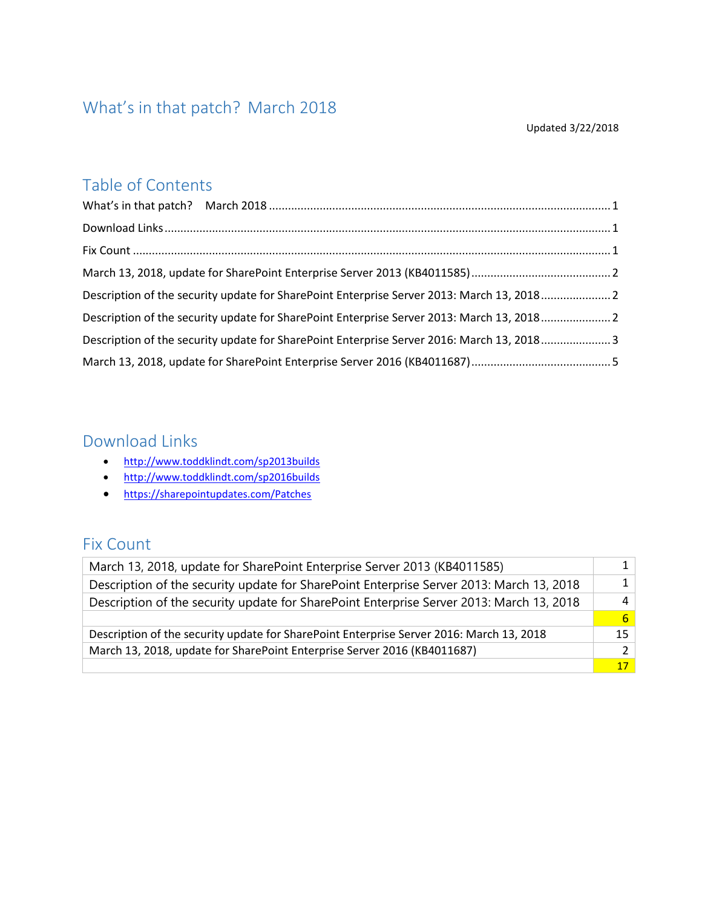# What's in that patch? March 2018

Updated 3/22/2018

## Table of Contents

What's in that patch? March 2018 ........................................................................................................ 1

Download Links ........................................................................................................................................ 1

Fix Count .................................................................................................................................................. 1

March 13, 2018, update for SharePoint Enterprise Server 2013 (KB4011585) ........................................ 2

Description of the security update for SharePoint Enterprise Server 2013: March 13, 2018 ................... 2

Description of the security update for SharePoint Enterprise Server 2013: March 13, 2018 ................... 2

Description of the security update for SharePoint Enterprise Server 2016: March 13, 2018 ................... 3

March 13, 2018, update for SharePoint Enterprise Server 2016 (KB4011687) ........................................ 5

## Download Links

- http://www.toddklindt.com/sp2013builds
- http://www.toddklindt.com/sp2016builds
- https://sharepointupdates.com/Patches

## Fix Count

| | |
|---|---|
| March 13, 2018, update for SharePoint Enterprise Server 2013 (KB4011585) | 1 |
| Description of the security update for SharePoint Enterprise Server 2013: March 13, 2018 | 1 |
| Description of the security update for SharePoint Enterprise Server 2013: March 13, 2018 | 4 |
| | 6 |
| Description of the security update for SharePoint Enterprise Server 2016: March 13, 2018 | 15 |
| March 13, 2018, update for SharePoint Enterprise Server 2016 (KB4011687) | 2 |
| | 17 |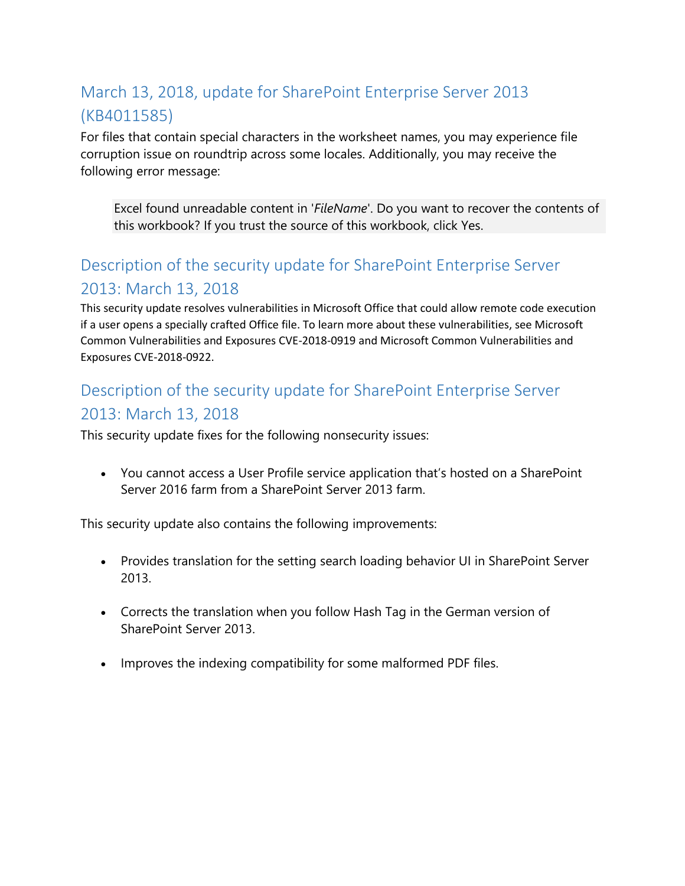## March 13, 2018, update for SharePoint Enterprise Server 2013 (KB4011585)

For files that contain special characters in the worksheet names, you may experience file corruption issue on roundtrip across some locales. Additionally, you may receive the following error message:

> Excel found unreadable content in '*FileName*'. Do you want to recover the contents of this workbook? If you trust the source of this workbook, click Yes.

## Description of the security update for SharePoint Enterprise Server 2013: March 13, 2018

This security update resolves vulnerabilities in Microsoft Office that could allow remote code execution if a user opens a specially crafted Office file. To learn more about these vulnerabilities, see Microsoft Common Vulnerabilities and Exposures CVE-2018-0919 and Microsoft Common Vulnerabilities and Exposures CVE-2018-0922.

## Description of the security update for SharePoint Enterprise Server 2013: March 13, 2018

This security update fixes for the following nonsecurity issues:

- You cannot access a User Profile service application that's hosted on a SharePoint Server 2016 farm from a SharePoint Server 2013 farm.

This security update also contains the following improvements:

- Provides translation for the setting search loading behavior UI in SharePoint Server 2013.
- Corrects the translation when you follow Hash Tag in the German version of SharePoint Server 2013.
- Improves the indexing compatibility for some malformed PDF files.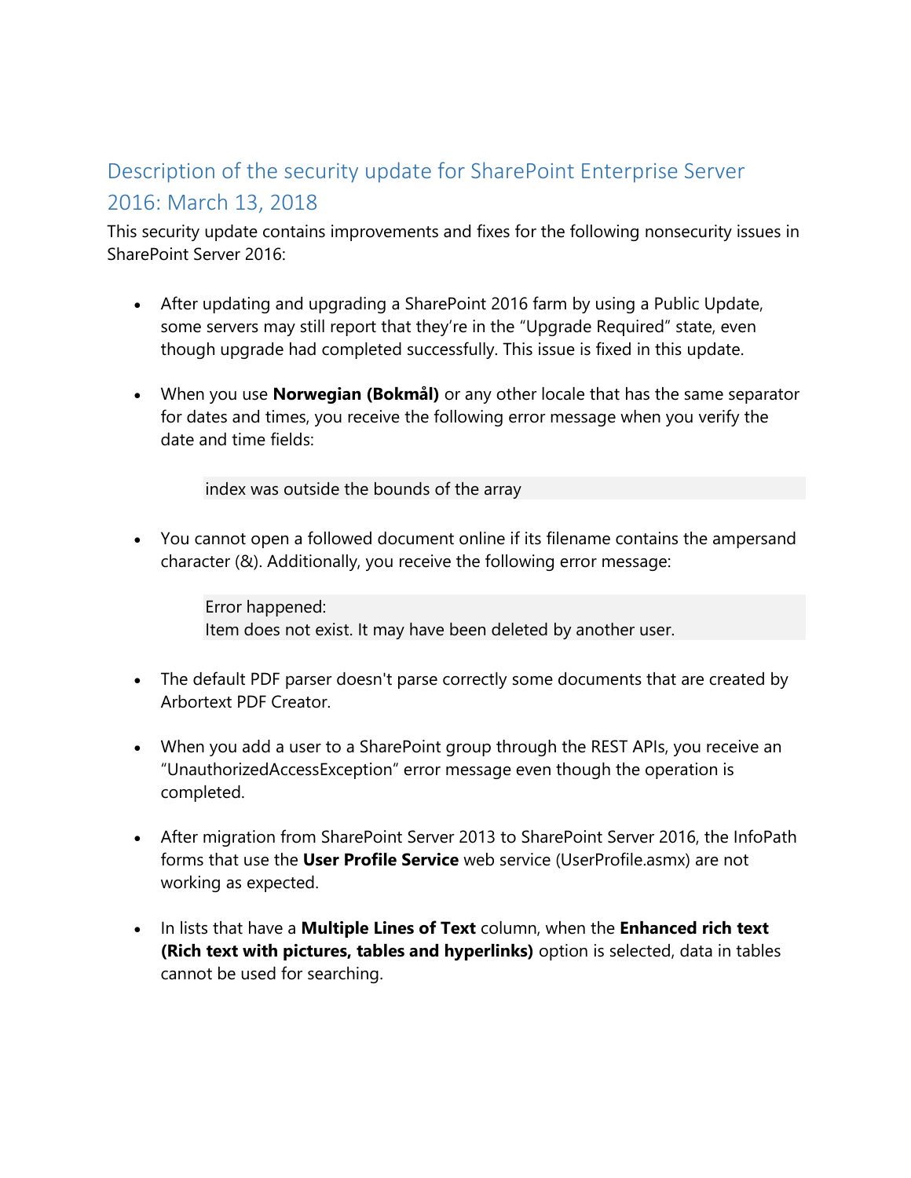## Description of the security update for SharePoint Enterprise Server 2016: March 13, 2018

This security update contains improvements and fixes for the following nonsecurity issues in SharePoint Server 2016:

- After updating and upgrading a SharePoint 2016 farm by using a Public Update, some servers may still report that they're in the "Upgrade Required" state, even though upgrade had completed successfully. This issue is fixed in this update.

- When you use **Norwegian (Bokmål)** or any other locale that has the same separator for dates and times, you receive the following error message when you verify the date and time fields:

  ```
  index was outside the bounds of the array
  ```

- You cannot open a followed document online if its filename contains the ampersand character (&). Additionally, you receive the following error message:

  ```
  Error happened:
  Item does not exist. It may have been deleted by another user.
  ```

- The default PDF parser doesn't parse correctly some documents that are created by Arbortext PDF Creator.

- When you add a user to a SharePoint group through the REST APIs, you receive an "UnauthorizedAccessException" error message even though the operation is completed.

- After migration from SharePoint Server 2013 to SharePoint Server 2016, the InfoPath forms that use the **User Profile Service** web service (UserProfile.asmx) are not working as expected.

- In lists that have a **Multiple Lines of Text** column, when the **Enhanced rich text (Rich text with pictures, tables and hyperlinks)** option is selected, data in tables cannot be used for searching.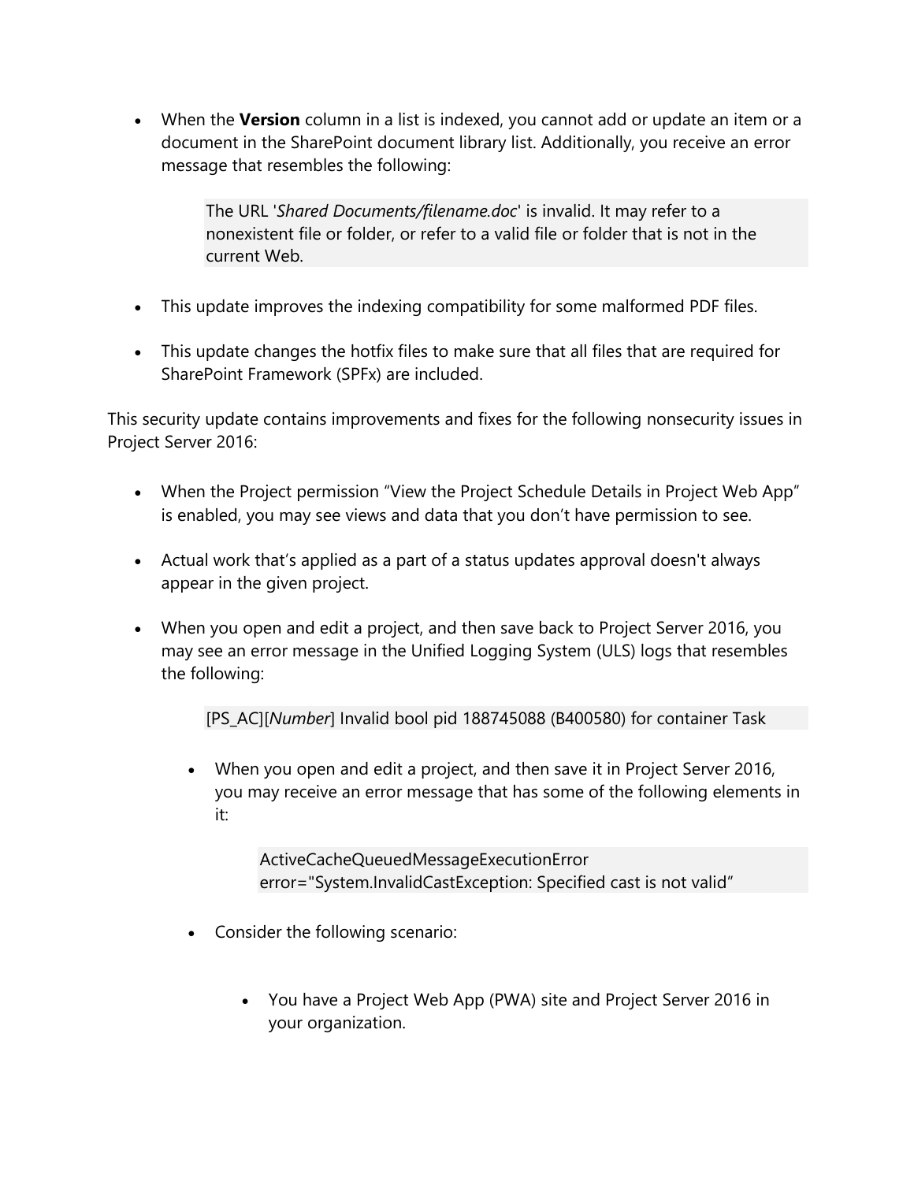- When the **Version** column in a list is indexed, you cannot add or update an item or a document in the SharePoint document library list. Additionally, you receive an error message that resembles the following:

  > The URL '*Shared Documents/filename.doc*' is invalid. It may refer to a nonexistent file or folder, or refer to a valid file or folder that is not in the current Web.

- This update improves the indexing compatibility for some malformed PDF files.
- This update changes the hotfix files to make sure that all files that are required for SharePoint Framework (SPFx) are included.

This security update contains improvements and fixes for the following nonsecurity issues in Project Server 2016:

- When the Project permission “View the Project Schedule Details in Project Web App” is enabled, you may see views and data that you don’t have permission to see.
- Actual work that’s applied as a part of a status updates approval doesn't always appear in the given project.
- When you open and edit a project, and then save back to Project Server 2016, you may see an error message in the Unified Logging System (ULS) logs that resembles the following:

  > [PS_AC][*Number*] Invalid bool pid 188745088 (B400580) for container Task

  - When you open and edit a project, and then save it in Project Server 2016, you may receive an error message that has some of the following elements in it:

    > ActiveCacheQueuedMessageExecutionError error="System.InvalidCastException: Specified cast is not valid”

  - Consider the following scenario:

    - You have a Project Web App (PWA) site and Project Server 2016 in your organization.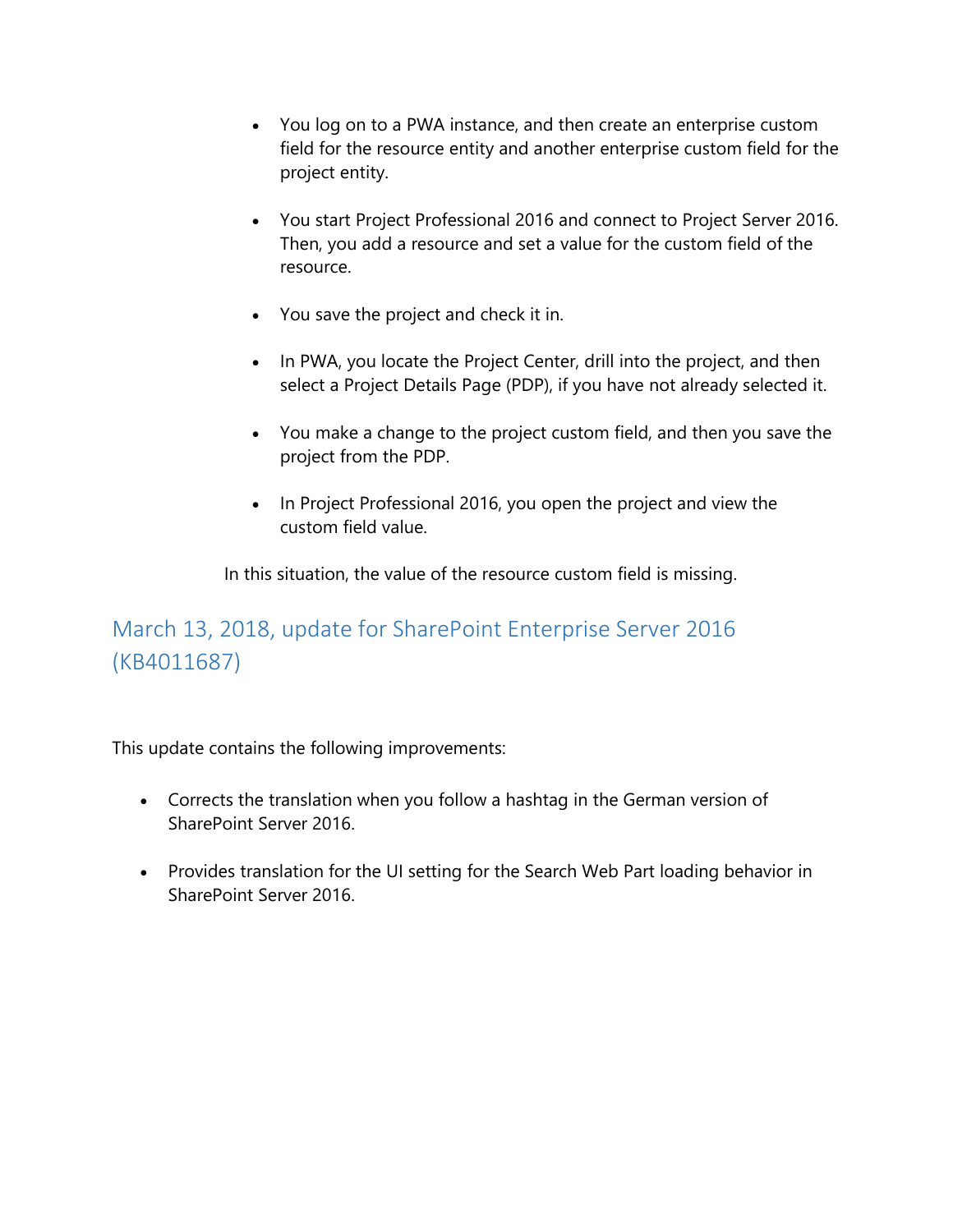- You log on to a PWA instance, and then create an enterprise custom field for the resource entity and another enterprise custom field for the project entity.
- You start Project Professional 2016 and connect to Project Server 2016. Then, you add a resource and set a value for the custom field of the resource.
- You save the project and check it in.
- In PWA, you locate the Project Center, drill into the project, and then select a Project Details Page (PDP), if you have not already selected it.
- You make a change to the project custom field, and then you save the project from the PDP.
- In Project Professional 2016, you open the project and view the custom field value.

In this situation, the value of the resource custom field is missing.

## March 13, 2018, update for SharePoint Enterprise Server 2016 (KB4011687)

This update contains the following improvements:

- Corrects the translation when you follow a hashtag in the German version of SharePoint Server 2016.
- Provides translation for the UI setting for the Search Web Part loading behavior in SharePoint Server 2016.